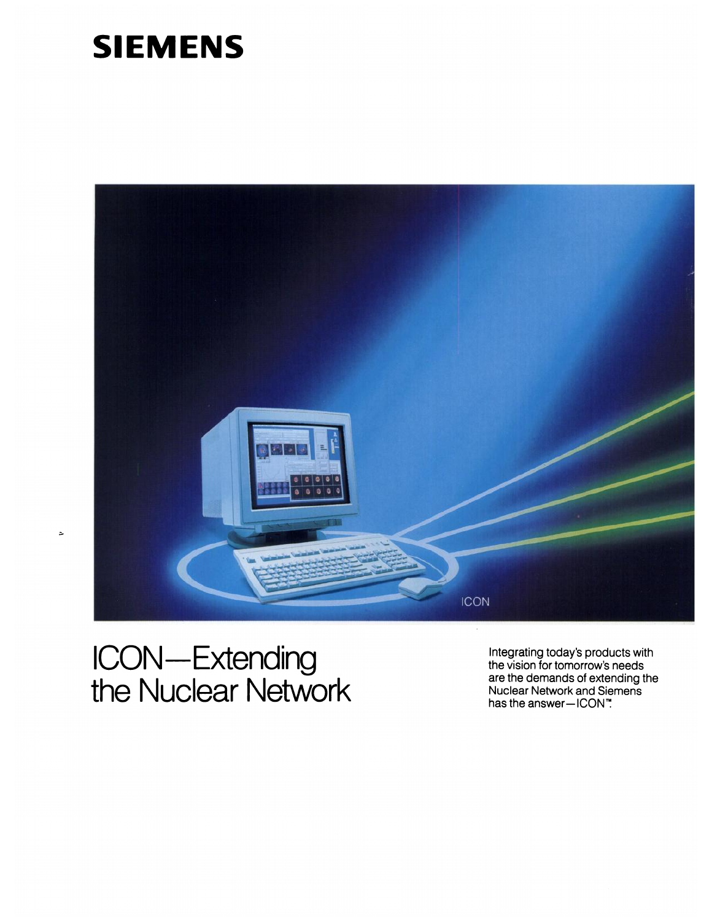# SIEMENS

# ICON—Extending the Nuclear Network

Integrating today's products with the vision for tomorrow's needs are the demands of extending the Nuclear Network and Siemens has the answer—ICON™.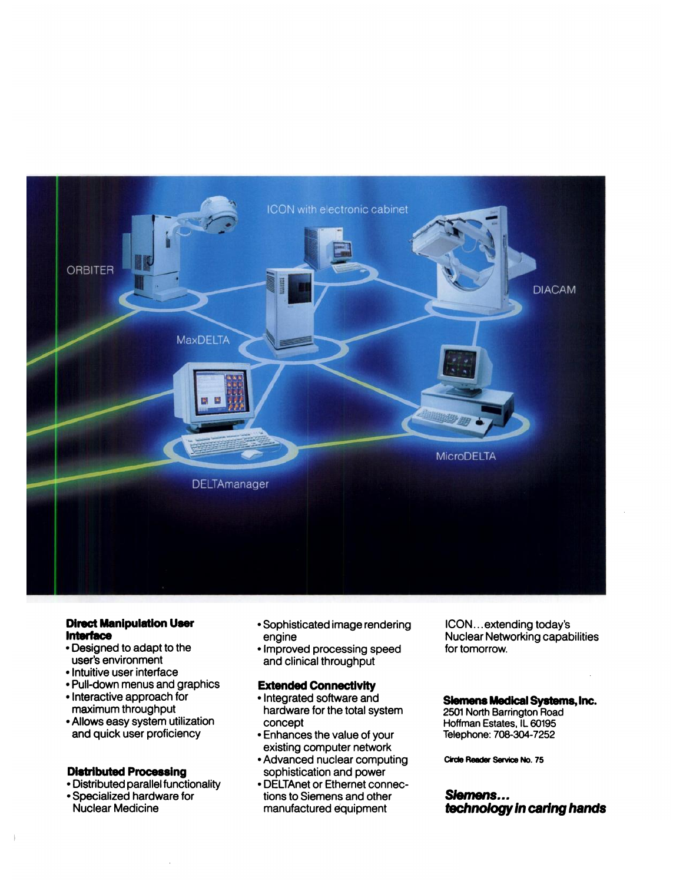**Direct Manipulation User Interface**

- Designed to adapt to the user's environment
- Intuitive user interface
- Pull-down menus and graphics
- Interactive approach for maximum throughput
- Allows easy system utilization and quick user proficiency

**Distributed Processing**

- Distributed parallel functionality
- Specialized hardware for Nuclear Medicine
- Sophisticated image rendering engine
- Improved processing speed and clinical throughput

**Extended Connectivity**

- Integrated software and hardware for the total system concept
- Enhances the value of your existing computer network
- Advanced nuclear computing sophistication and power
- DELTAnet or Ethernet connections to Siemens and other manufactured equipment

ICON...extending today's Nuclear Networking capabilities for tomorrow.

**Siemens Medical Systems, Inc.**
2501 North Barrington Road
Hoffman Estates, IL 60195
Telephone: 708-304-7252

Circle Reader Service No. 75

***Siemens... technology in caring hands***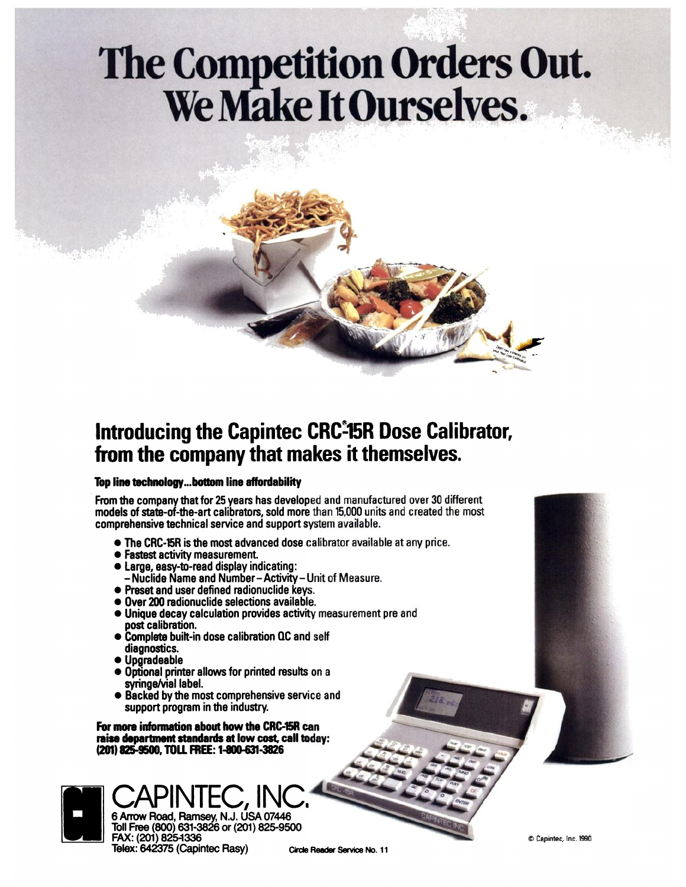# The Competition Orders Out. We Make It Ourselves.

## Introducing the Capintec CRC®-15R Dose Calibrator, from the company that makes it themselves.

**Top line technology...bottom line affordability**

From the company that for 25 years has developed and manufactured over 30 different models of state-of-the-art calibrators, sold more than 15,000 units and created the most comprehensive technical service and support system available.

- The CRC-15R is the most advanced dose calibrator available at any price.
- Fastest activity measurement.
- Large, easy-to-read display indicating:
  – Nuclide Name and Number – Activity – Unit of Measure.
- Preset and user defined radionuclide keys.
- Over 200 radionuclide selections available.
- Unique decay calculation provides activity measurement pre and post calibration.
- Complete built-in dose calibration QC and self diagnostics.
- Upgradeable
- Optional printer allows for printed results on a syringe/vial label.
- Backed by the most comprehensive service and support program in the industry.

**For more information about how the CRC-15R can raise department standards at low cost, call today: (201) 825-9500, TOLL FREE: 1-800-631-3826**

**CAPINTEC, INC.**
6 Arrow Road, Ramsey, N.J. USA 07446
Toll Free (800) 631-3826 or (201) 825-9500
FAX: (201) 825-1336
Telex: 642375 (Capintec Rasy)

Circle Reader Service No. 11

© Capintec, Inc. 1990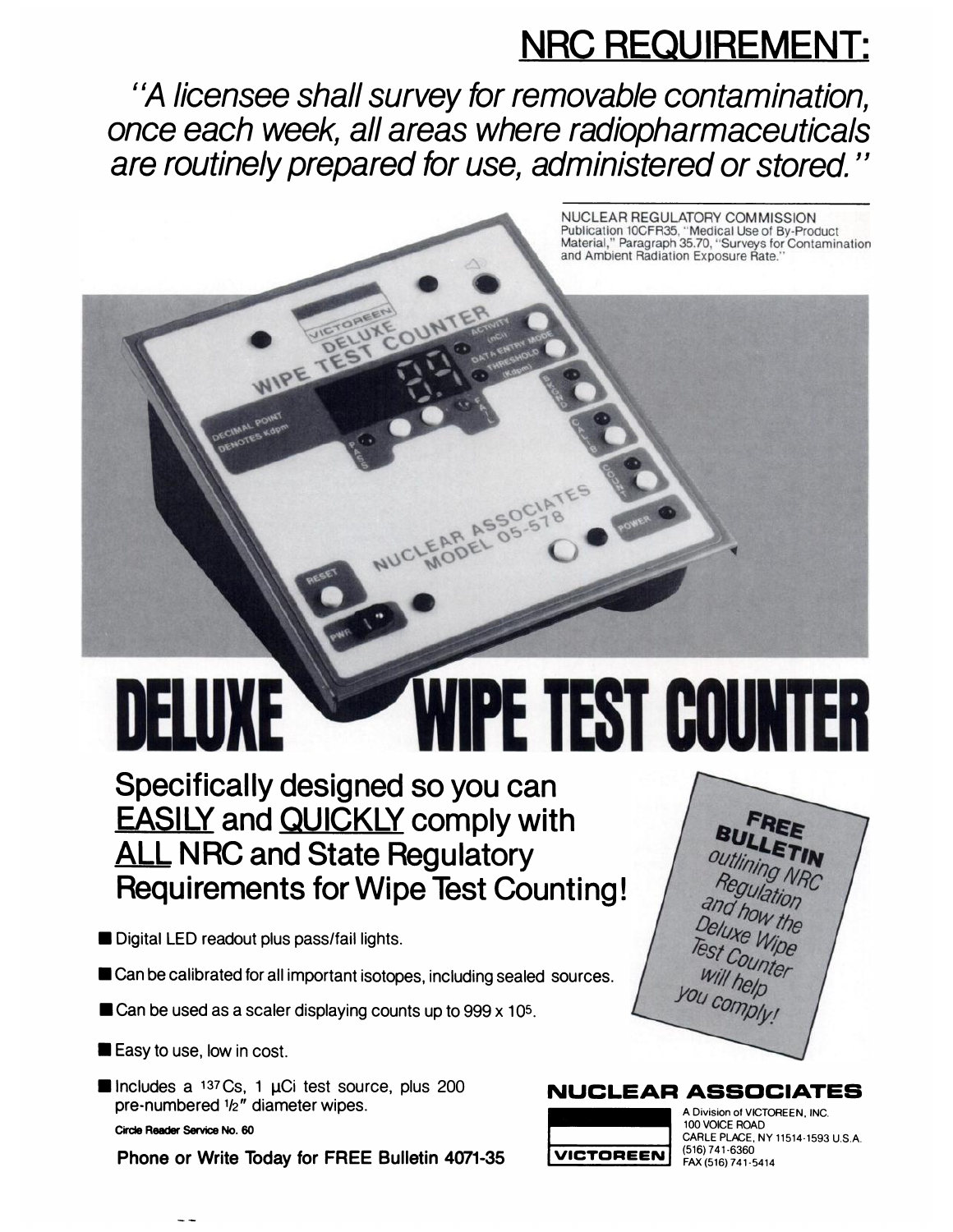# NRC REQUIREMENT:

*"A licensee shall survey for removable contamination, once each week, all areas where radiopharmaceuticals are routinely prepared for use, administered or stored."*

NUCLEAR REGULATORY COMMISSION
Publication 10CFR35, "Medical Use of By-Product Material," Paragraph 35.70, "Surveys for Contamination and Ambient Radiation Exposure Rate."

# DELUXE WIPE TEST COUNTER

## Specifically designed so you can EASILY and QUICKLY comply with ALL NRC and State Regulatory Requirements for Wipe Test Counting!

- Digital LED readout plus pass/fail lights.
- Can be calibrated for all important isotopes, including sealed sources.
- Can be used as a scaler displaying counts up to 999 x $10^5$.
- Easy to use, low in cost.
- Includes a $^{137}Cs$, 1 μCi test source, plus 200 pre-numbered ½" diameter wipes.

Circle Reader Service No. 60

**Phone or Write Today for FREE Bulletin 4071-35**

**FREE BULLETIN** outlining NRC Regulation and how the Deluxe Wipe Test Counter will help you comply!

**NUCLEAR ASSOCIATES**

VICTOREEN

A Division of VICTOREEN, INC.
100 VOICE ROAD
CARLE PLACE, NY 11514-1593 U.S.A.
(516) 741-6360
FAX (516) 741-5414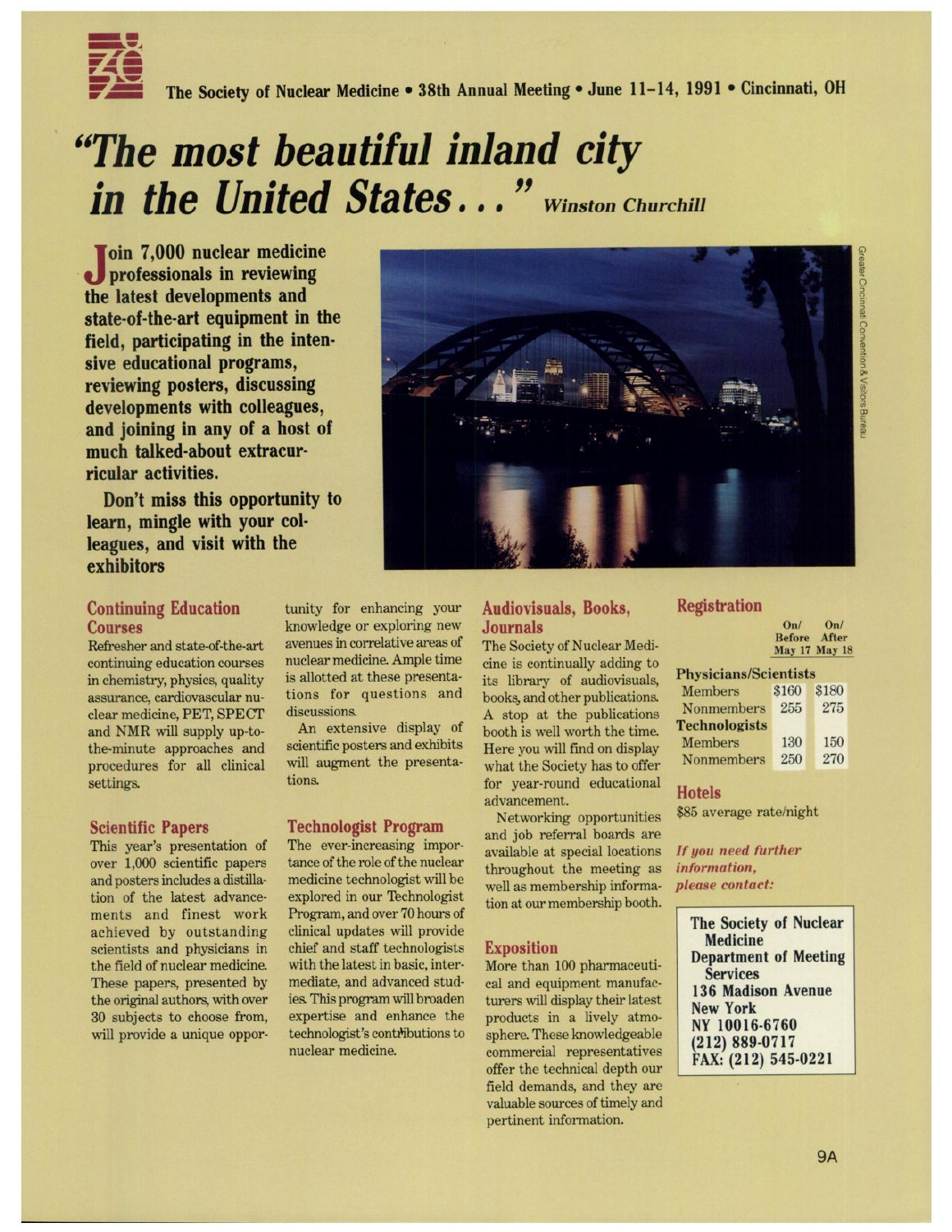The Society of Nuclear Medicine • 38th Annual Meeting • June 11–14, 1991 • Cincinnati, OH

# *"The most beautiful inland city in the United States..."* *Winston Churchill*

**Join 7,000 nuclear medicine professionals in reviewing the latest developments and state-of-the-art equipment in the field, participating in the intensive educational programs, reviewing posters, discussing developments with colleagues, and joining in any of a host of much talked-about extracurricular activities.**

**Don't miss this opportunity to learn, mingle with your colleagues, and visit with the exhibitors**

Greater Cincinnati Convention & Visitors Bureau

## Continuing Education Courses

Refresher and state-of-the-art continuing education courses in chemistry, physics, quality assurance, cardiovascular nuclear medicine, PET, SPECT and NMR will supply up-to-the-minute approaches and procedures for all clinical settings.

## Scientific Papers

This year's presentation of over 1,000 scientific papers and posters includes a distillation of the latest advancements and finest work achieved by outstanding scientists and physicians in the field of nuclear medicine. These papers, presented by the original authors, with over 30 subjects to choose from, will provide a unique opportunity for enhancing your knowledge or exploring new avenues in correlative areas of nuclear medicine. Ample time is allotted at these presentations for questions and discussions.

An extensive display of scientific posters and exhibits will augment the presentations.

## Technologist Program

The ever-increasing importance of the role of the nuclear medicine technologist will be explored in our Technologist Program, and over 70 hours of clinical updates will provide chief and staff technologists with the latest in basic, intermediate, and advanced studies. This program will broaden expertise and enhance the technologist's contributions to nuclear medicine.

## Audiovisuals, Books, Journals

The Society of Nuclear Medicine is continually adding to its library of audiovisuals, books, and other publications. A stop at the publications booth is well worth the time. Here you will find on display what the Society has to offer for year-round educational advancement.

Networking opportunities and job referral boards are available at special locations throughout the meeting as well as membership information at our membership booth.

## Exposition

More than 100 pharmaceutical and equipment manufacturers will display their latest products in a lively atmosphere. These knowledgeable commercial representatives offer the technical depth our field demands, and they are valuable sources of timely and pertinent information.

## Registration

| | On/Before May 17 | On/After May 18 |
|---|---|---|
| **Physicians/Scientists** | | |
| Members | $160 | $180 |
| Nonmembers | 255 | 275 |
| **Technologists** | | |
| Members | 130 | 150 |
| Nonmembers | 250 | 270 |

## Hotels

$85 average rate/night

*If you need further information, please contact:*

**The Society of Nuclear Medicine**
**Department of Meeting Services**
**136 Madison Avenue**
**New York**
**NY 10016-6760**
**(212) 889-0717**
**FAX: (212) 545-0221**